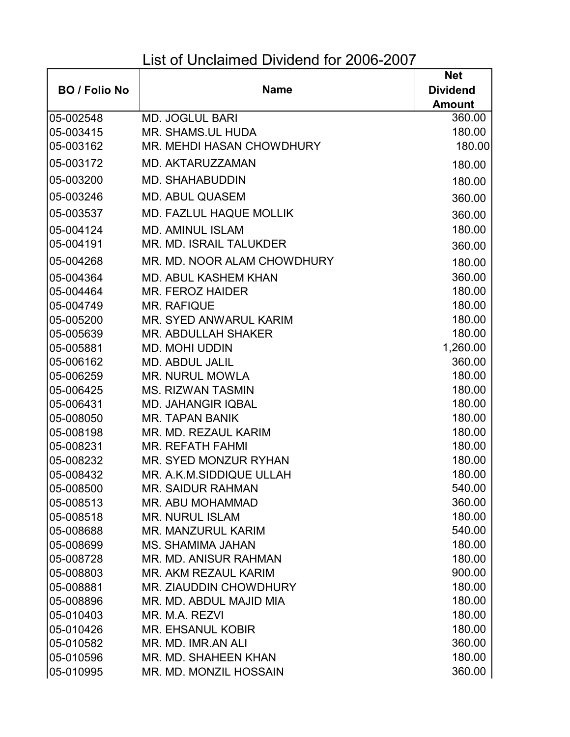# List of Unclaimed Dividend for 2006-2007

| BO / Folio No | Name | Net Dividend Amount |
|---|---|---|
| 05-002548 | MD. JOGLUL BARI | 360.00 |
| 05-003415 | MR. SHAMS.UL HUDA | 180.00 |
| 05-003162 | MR. MEHDI HASAN CHOWDHURY | 180.00 |
| 05-003172 | MD. AKTARUZZAMAN | 180.00 |
| 05-003200 | MD. SHAHABUDDIN | 180.00 |
| 05-003246 | MD. ABUL QUASEM | 360.00 |
| 05-003537 | MD. FAZLUL HAQUE MOLLIK | 360.00 |
| 05-004124 | MD. AMINUL ISLAM | 180.00 |
| 05-004191 | MR. MD. ISRAIL TALUKDER | 360.00 |
| 05-004268 | MR. MD. NOOR ALAM CHOWDHURY | 180.00 |
| 05-004364 | MD. ABUL KASHEM KHAN | 360.00 |
| 05-004464 | MR. FEROZ HAIDER | 180.00 |
| 05-004749 | MR. RAFIQUE | 180.00 |
| 05-005200 | MR. SYED ANWARUL KARIM | 180.00 |
| 05-005639 | MR. ABDULLAH SHAKER | 180.00 |
| 05-005881 | MD. MOHI UDDIN | 1,260.00 |
| 05-006162 | MD. ABDUL JALIL | 360.00 |
| 05-006259 | MR. NURUL MOWLA | 180.00 |
| 05-006425 | MS. RIZWAN TASMIN | 180.00 |
| 05-006431 | MD. JAHANGIR IQBAL | 180.00 |
| 05-008050 | MR. TAPAN BANIK | 180.00 |
| 05-008198 | MR. MD. REZAUL KARIM | 180.00 |
| 05-008231 | MR. REFATH FAHMI | 180.00 |
| 05-008232 | MR. SYED MONZUR RYHAN | 180.00 |
| 05-008432 | MR. A.K.M.SIDDIQUE ULLAH | 180.00 |
| 05-008500 | MR. SAIDUR RAHMAN | 540.00 |
| 05-008513 | MR. ABU MOHAMMAD | 360.00 |
| 05-008518 | MR. NURUL ISLAM | 180.00 |
| 05-008688 | MR. MANZURUL KARIM | 540.00 |
| 05-008699 | MS. SHAMIMA JAHAN | 180.00 |
| 05-008728 | MR. MD. ANISUR RAHMAN | 180.00 |
| 05-008803 | MR. AKM REZAUL KARIM | 900.00 |
| 05-008881 | MR. ZIAUDDIN CHOWDHURY | 180.00 |
| 05-008896 | MR. MD. ABDUL MAJID MIA | 180.00 |
| 05-010403 | MR. M.A. REZVI | 180.00 |
| 05-010426 | MR. EHSANUL KOBIR | 180.00 |
| 05-010582 | MR. MD. IMR.AN ALI | 360.00 |
| 05-010596 | MR. MD. SHAHEEN KHAN | 180.00 |
| 05-010995 | MR. MD. MONZIL HOSSAIN | 360.00 |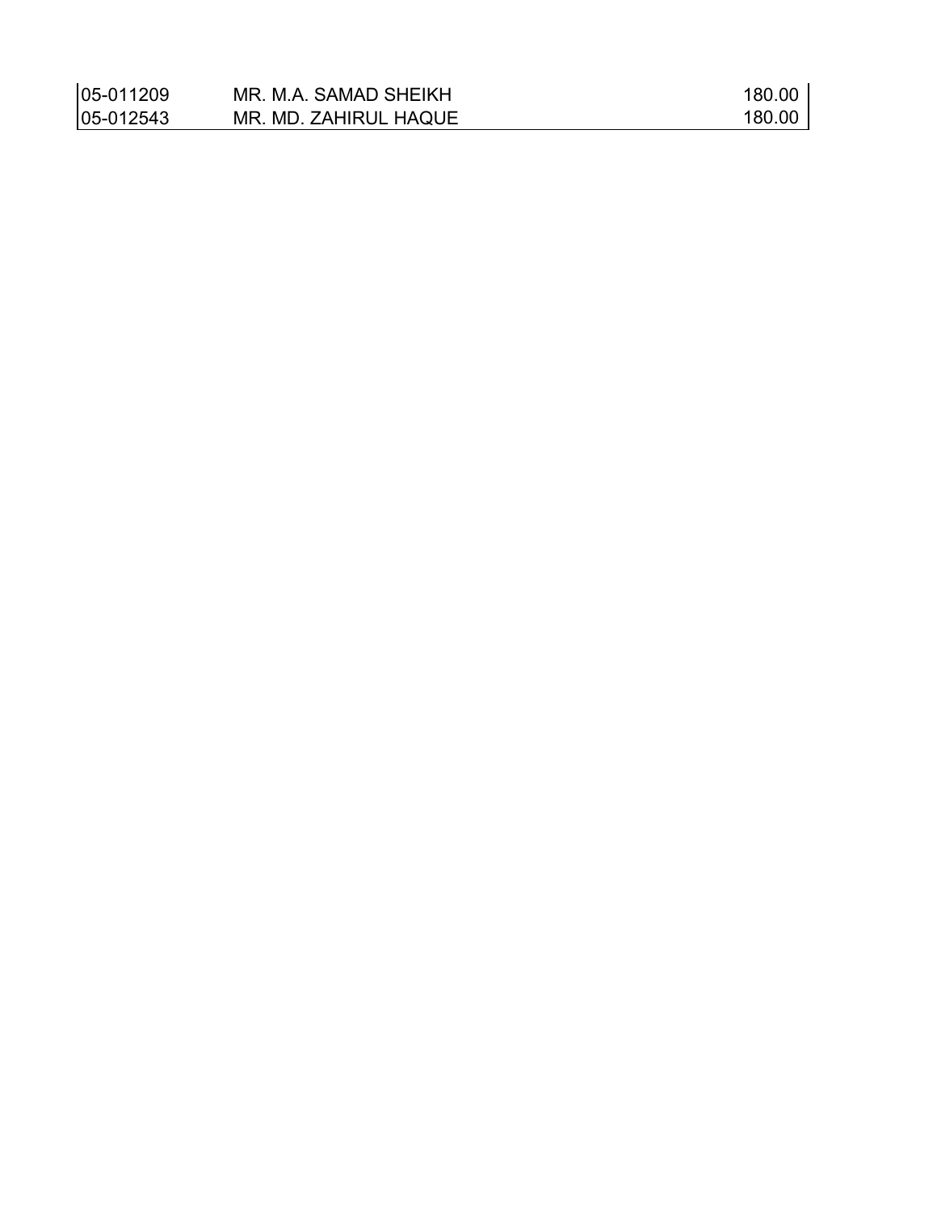| | | |
|---|---|---|
| 05-011209 | MR. M.A. SAMAD SHEIKH | 180.00 |
| 05-012543 | MR. MD. ZAHIRUL HAQUE | 180.00 |